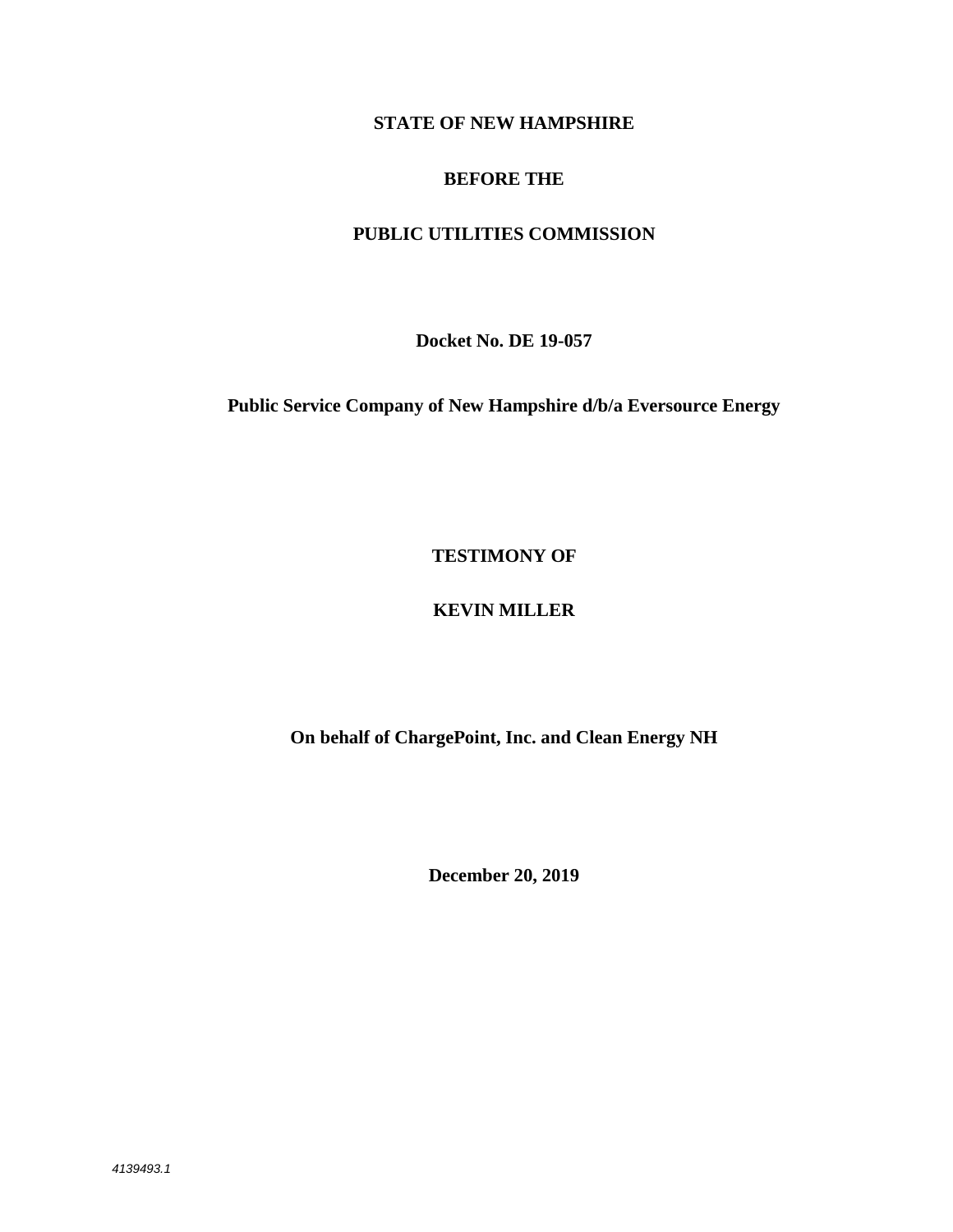**STATE OF NEW HAMPSHIRE**

**BEFORE THE**

**PUBLIC UTILITIES COMMISSION**

**Docket No. DE 19-057**

**Public Service Company of New Hampshire d/b/a Eversource Energy**

**TESTIMONY OF**

**KEVIN MILLER**

**On behalf of ChargePoint, Inc. and Clean Energy NH**

**December 20, 2019**

*4139493.1*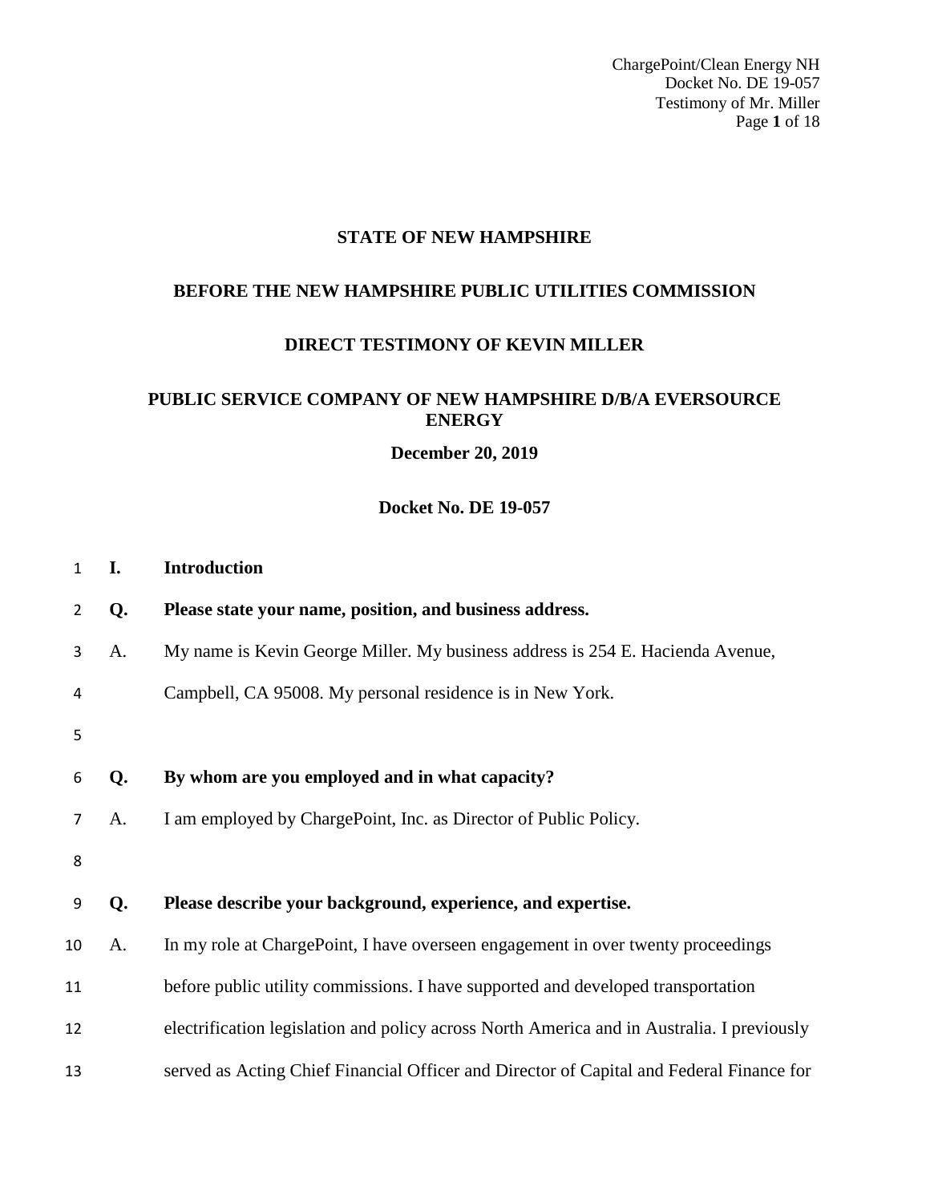**STATE OF NEW HAMPSHIRE**

**BEFORE THE NEW HAMPSHIRE PUBLIC UTILITIES COMMISSION**

**DIRECT TESTIMONY OF KEVIN MILLER**

**PUBLIC SERVICE COMPANY OF NEW HAMPSHIRE D/B/A EVERSOURCE ENERGY**

**December 20, 2019**

**Docket No. DE 19-057**

## I. Introduction

**Q. Please state your name, position, and business address.**

A. My name is Kevin George Miller. My business address is 254 E. Hacienda Avenue, Campbell, CA 95008. My personal residence is in New York.

**Q. By whom are you employed and in what capacity?**

A. I am employed by ChargePoint, Inc. as Director of Public Policy.

**Q. Please describe your background, experience, and expertise.**

A. In my role at ChargePoint, I have overseen engagement in over twenty proceedings before public utility commissions. I have supported and developed transportation electrification legislation and policy across North America and in Australia. I previously served as Acting Chief Financial Officer and Director of Capital and Federal Finance for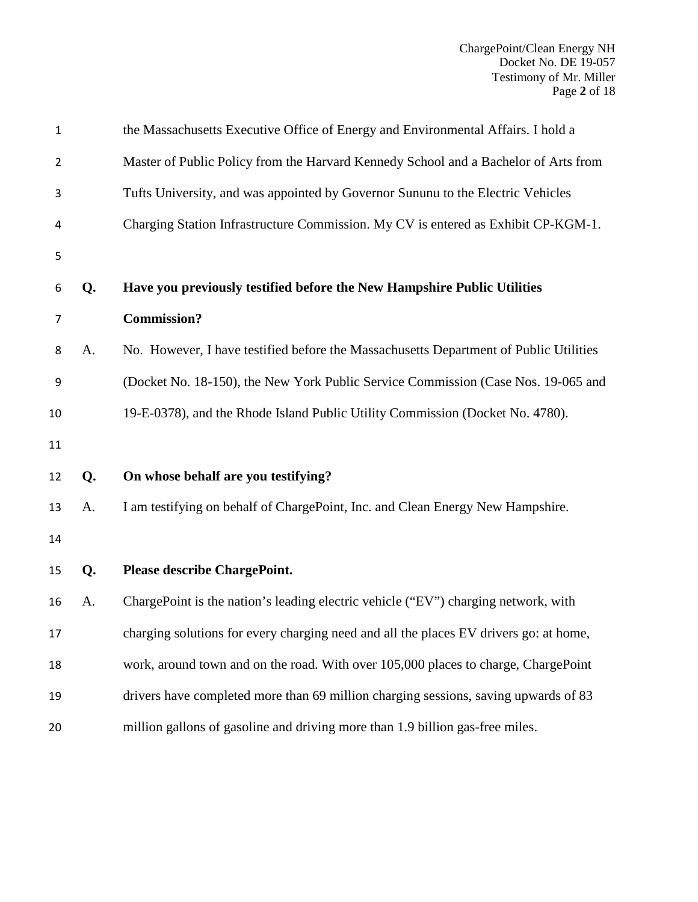the Massachusetts Executive Office of Energy and Environmental Affairs. I hold a Master of Public Policy from the Harvard Kennedy School and a Bachelor of Arts from Tufts University, and was appointed by Governor Sununu to the Electric Vehicles Charging Station Infrastructure Commission. My CV is entered as Exhibit CP-KGM-1.

**Q. Have you previously testified before the New Hampshire Public Utilities Commission?**

A. No. However, I have testified before the Massachusetts Department of Public Utilities (Docket No. 18-150), the New York Public Service Commission (Case Nos. 19-065 and 19-E-0378), and the Rhode Island Public Utility Commission (Docket No. 4780).

**Q. On whose behalf are you testifying?**

A. I am testifying on behalf of ChargePoint, Inc. and Clean Energy New Hampshire.

**Q. Please describe ChargePoint.**

A. ChargePoint is the nation's leading electric vehicle ("EV") charging network, with charging solutions for every charging need and all the places EV drivers go: at home, work, around town and on the road. With over 105,000 places to charge, ChargePoint drivers have completed more than 69 million charging sessions, saving upwards of 83 million gallons of gasoline and driving more than 1.9 billion gas-free miles.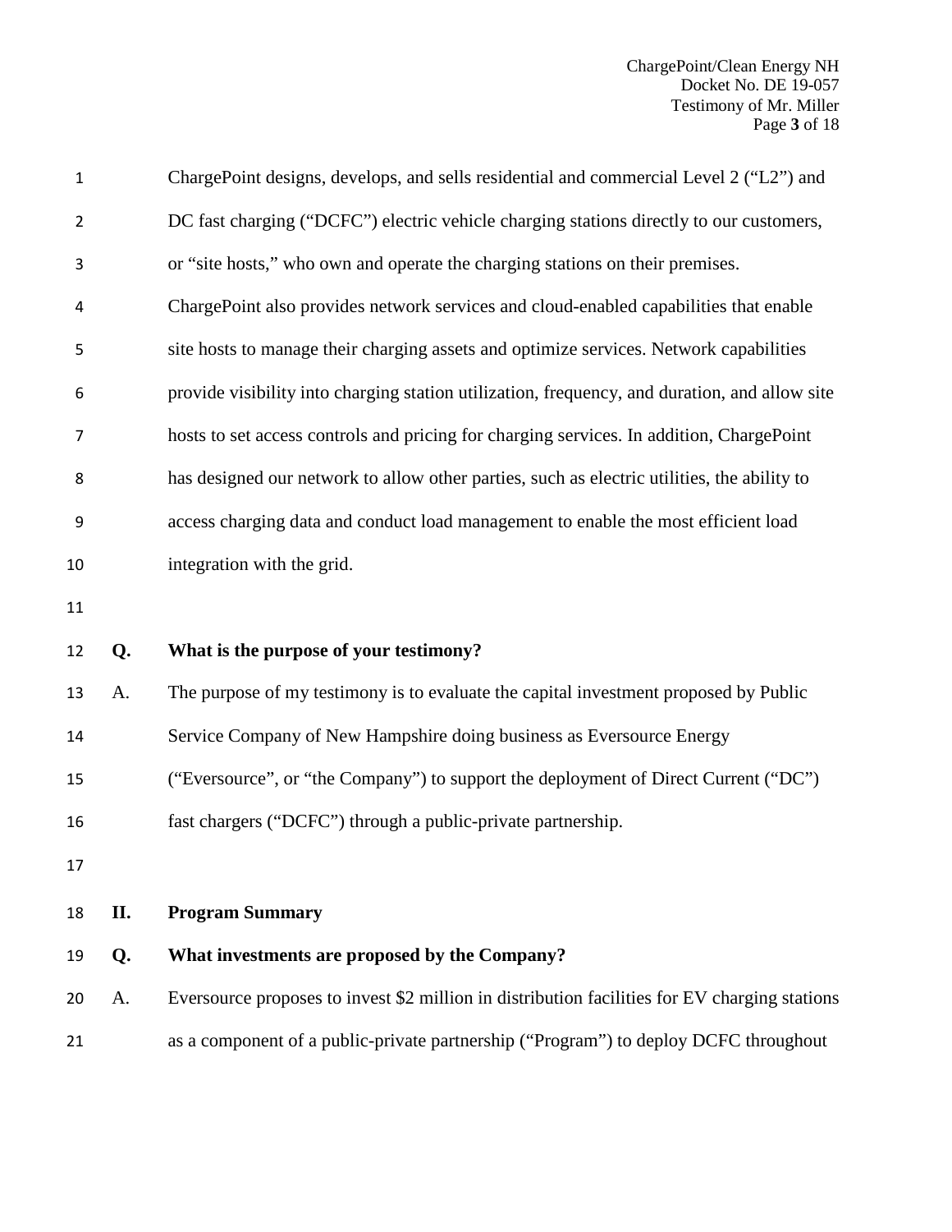ChargePoint designs, develops, and sells residential and commercial Level 2 ("L2") and DC fast charging ("DCFC") electric vehicle charging stations directly to our customers, or "site hosts," who own and operate the charging stations on their premises. ChargePoint also provides network services and cloud-enabled capabilities that enable site hosts to manage their charging assets and optimize services. Network capabilities provide visibility into charging station utilization, frequency, and duration, and allow site hosts to set access controls and pricing for charging services. In addition, ChargePoint has designed our network to allow other parties, such as electric utilities, the ability to access charging data and conduct load management to enable the most efficient load integration with the grid.

**Q. What is the purpose of your testimony?**

A. The purpose of my testimony is to evaluate the capital investment proposed by Public Service Company of New Hampshire doing business as Eversource Energy ("Eversource", or "the Company") to support the deployment of Direct Current ("DC") fast chargers ("DCFC") through a public-private partnership.

## II. Program Summary

**Q. What investments are proposed by the Company?**

A. Eversource proposes to invest $2 million in distribution facilities for EV charging stations as a component of a public-private partnership ("Program") to deploy DCFC throughout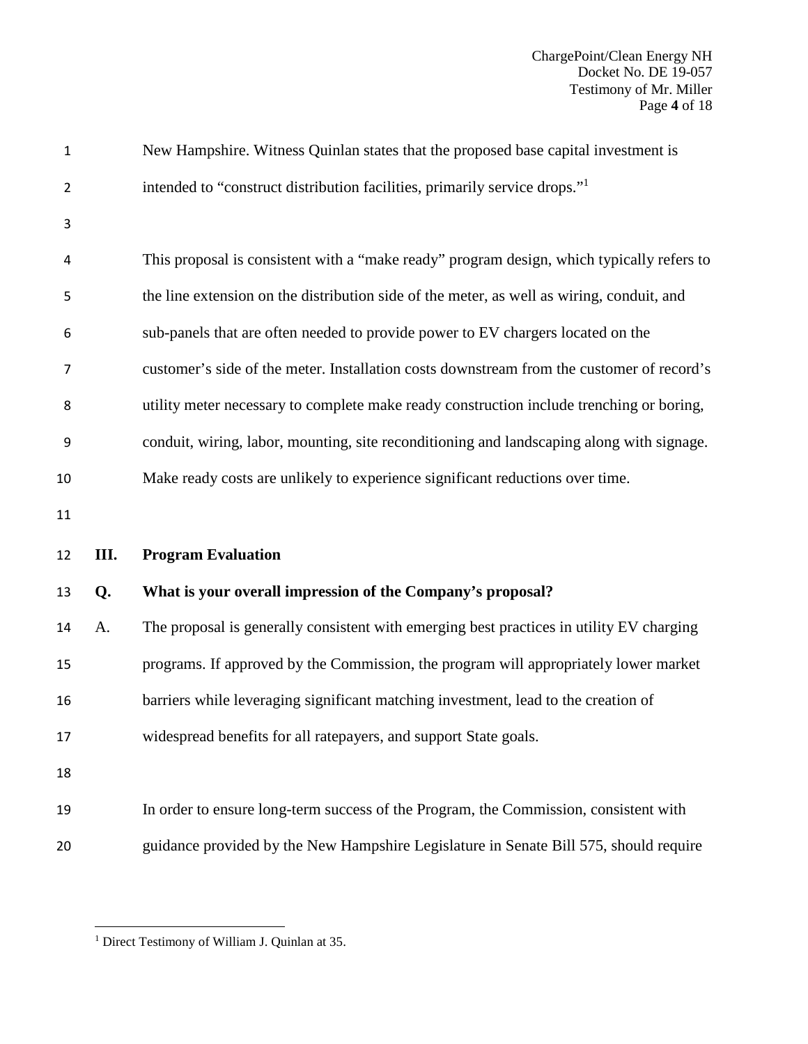New Hampshire. Witness Quinlan states that the proposed base capital investment is intended to "construct distribution facilities, primarily service drops."[1]

This proposal is consistent with a "make ready" program design, which typically refers to the line extension on the distribution side of the meter, as well as wiring, conduit, and sub-panels that are often needed to provide power to EV chargers located on the customer's side of the meter. Installation costs downstream from the customer of record's utility meter necessary to complete make ready construction include trenching or boring, conduit, wiring, labor, mounting, site reconditioning and landscaping along with signage. Make ready costs are unlikely to experience significant reductions over time.

## III. Program Evaluation

**Q. What is your overall impression of the Company's proposal?**

A. The proposal is generally consistent with emerging best practices in utility EV charging programs. If approved by the Commission, the program will appropriately lower market barriers while leveraging significant matching investment, lead to the creation of widespread benefits for all ratepayers, and support State goals.

In order to ensure long-term success of the Program, the Commission, consistent with guidance provided by the New Hampshire Legislature in Senate Bill 575, should require

---

[1] Direct Testimony of William J. Quinlan at 35.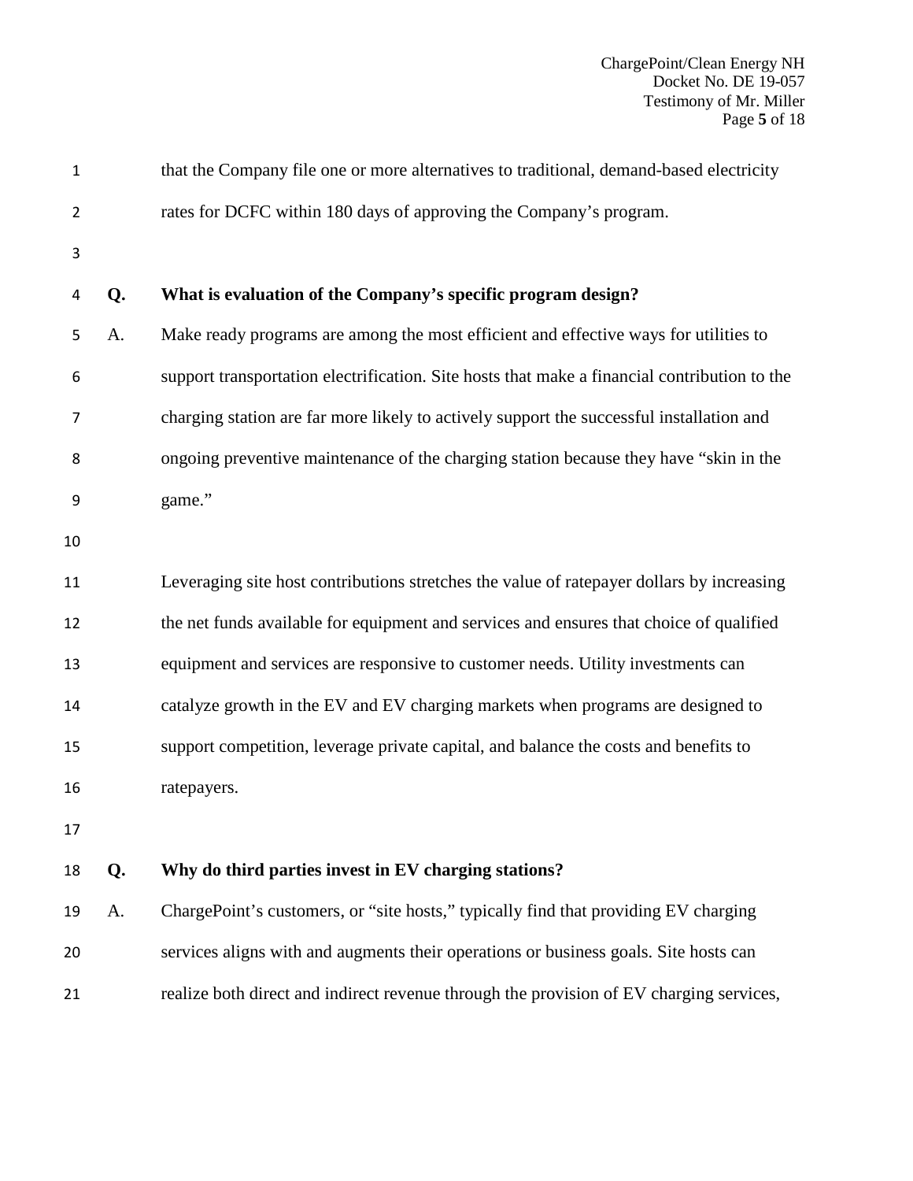that the Company file one or more alternatives to traditional, demand-based electricity rates for DCFC within 180 days of approving the Company's program.

**Q. What is evaluation of the Company's specific program design?**

A. Make ready programs are among the most efficient and effective ways for utilities to support transportation electrification. Site hosts that make a financial contribution to the charging station are far more likely to actively support the successful installation and ongoing preventive maintenance of the charging station because they have "skin in the game."

Leveraging site host contributions stretches the value of ratepayer dollars by increasing the net funds available for equipment and services and ensures that choice of qualified equipment and services are responsive to customer needs. Utility investments can catalyze growth in the EV and EV charging markets when programs are designed to support competition, leverage private capital, and balance the costs and benefits to ratepayers.

**Q. Why do third parties invest in EV charging stations?**

A. ChargePoint's customers, or "site hosts," typically find that providing EV charging services aligns with and augments their operations or business goals. Site hosts can realize both direct and indirect revenue through the provision of EV charging services,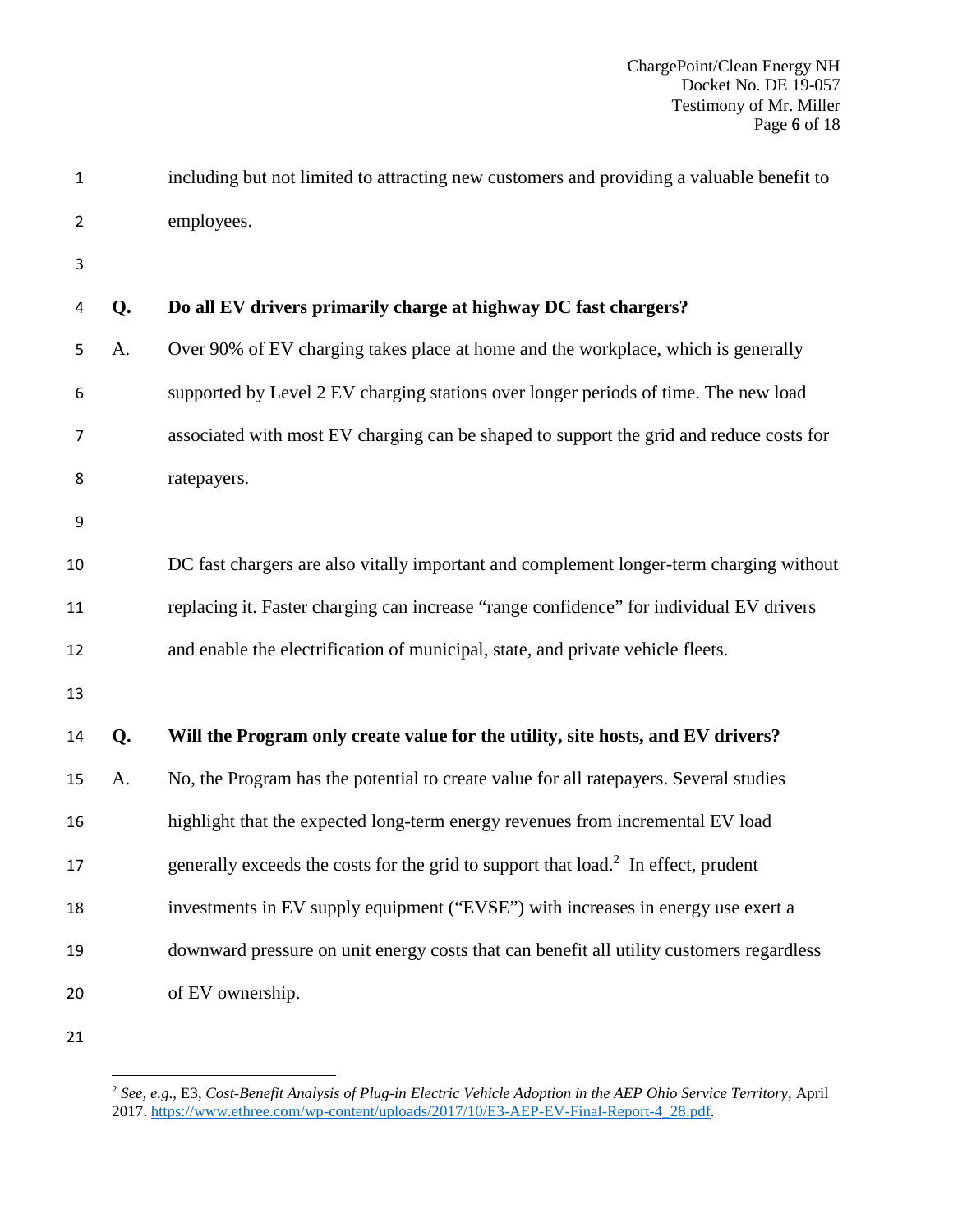including but not limited to attracting new customers and providing a valuable benefit to employees.

**Q. Do all EV drivers primarily charge at highway DC fast chargers?**

A. Over 90% of EV charging takes place at home and the workplace, which is generally supported by Level 2 EV charging stations over longer periods of time. The new load associated with most EV charging can be shaped to support the grid and reduce costs for ratepayers.

DC fast chargers are also vitally important and complement longer-term charging without replacing it. Faster charging can increase "range confidence" for individual EV drivers and enable the electrification of municipal, state, and private vehicle fleets.

**Q. Will the Program only create value for the utility, site hosts, and EV drivers?**

A. No, the Program has the potential to create value for all ratepayers. Several studies highlight that the expected long-term energy revenues from incremental EV load generally exceeds the costs for the grid to support that load.[2] In effect, prudent investments in EV supply equipment ("EVSE") with increases in energy use exert a downward pressure on unit energy costs that can benefit all utility customers regardless of EV ownership.

---

[2] *See, e.g.*, E3, *Cost-Benefit Analysis of Plug-in Electric Vehicle Adoption in the AEP Ohio Service Territory*, April 2017. https://www.ethree.com/wp-content/uploads/2017/10/E3-AEP-EV-Final-Report-4_28.pdf.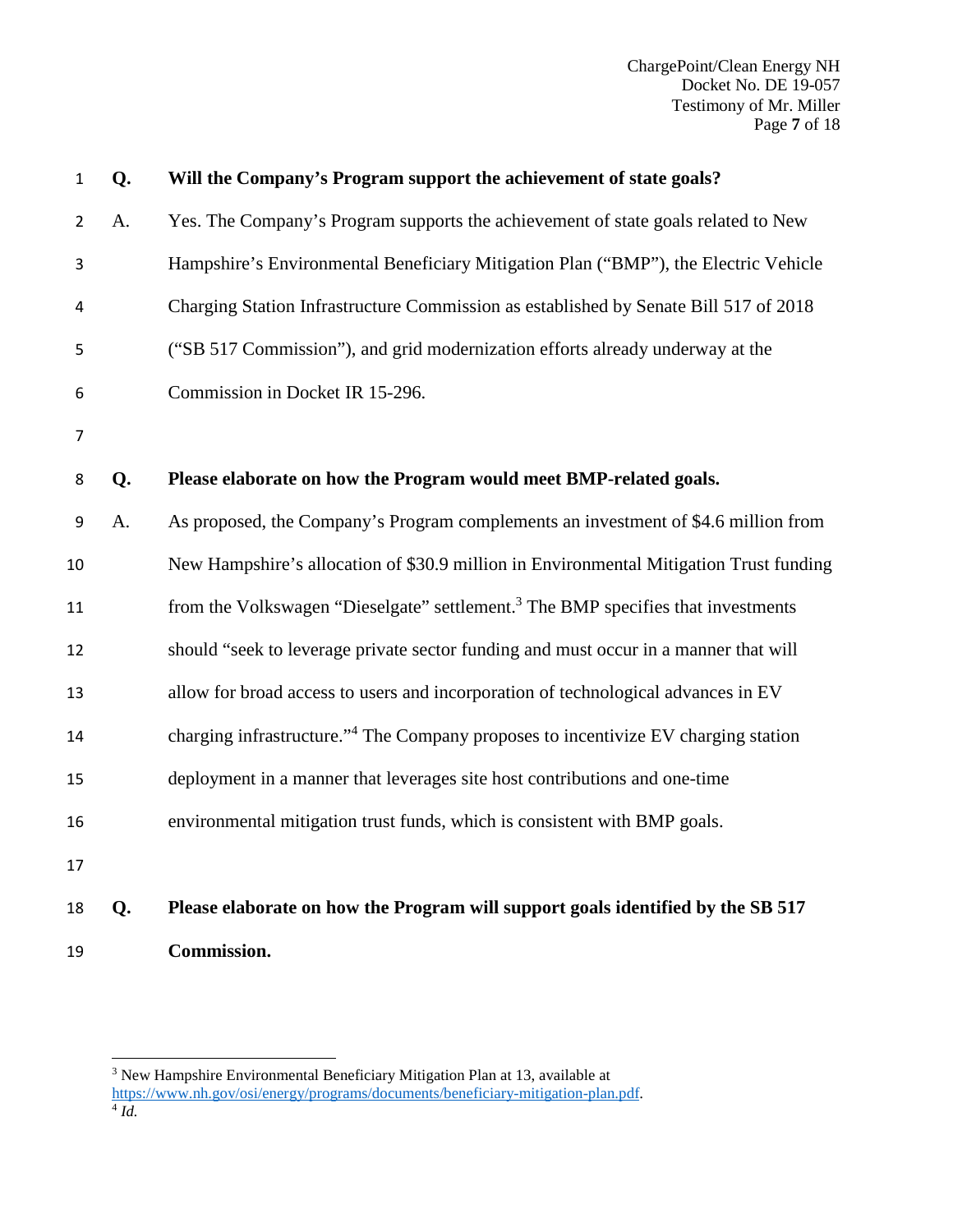**Q. Will the Company's Program support the achievement of state goals?**

A. Yes. The Company's Program supports the achievement of state goals related to New Hampshire's Environmental Beneficiary Mitigation Plan ("BMP"), the Electric Vehicle Charging Station Infrastructure Commission as established by Senate Bill 517 of 2018 ("SB 517 Commission"), and grid modernization efforts already underway at the Commission in Docket IR 15-296.

**Q. Please elaborate on how the Program would meet BMP-related goals.**

A. As proposed, the Company's Program complements an investment of $4.6 million from New Hampshire's allocation of $30.9 million in Environmental Mitigation Trust funding from the Volkswagen "Dieselgate" settlement.[3] The BMP specifies that investments should "seek to leverage private sector funding and must occur in a manner that will allow for broad access to users and incorporation of technological advances in EV charging infrastructure."[4] The Company proposes to incentivize EV charging station deployment in a manner that leverages site host contributions and one-time environmental mitigation trust funds, which is consistent with BMP goals.

**Q. Please elaborate on how the Program will support goals identified by the SB 517 Commission.**

---

[3] New Hampshire Environmental Beneficiary Mitigation Plan at 13, available at https://www.nh.gov/osi/energy/programs/documents/beneficiary-mitigation-plan.pdf.

[4] *Id.*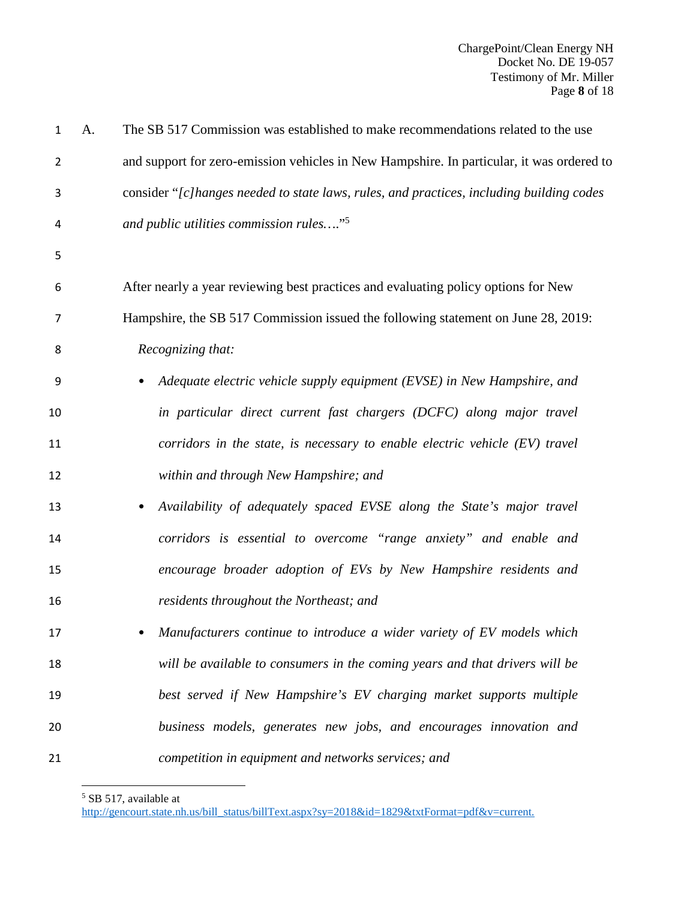A. The SB 517 Commission was established to make recommendations related to the use and support for zero-emission vehicles in New Hampshire. In particular, it was ordered to consider "*[c]hanges needed to state laws, rules, and practices, including building codes and public utilities commission rules….*"[5]

After nearly a year reviewing best practices and evaluating policy options for New Hampshire, the SB 517 Commission issued the following statement on June 28, 2019:

> *Recognizing that:*
>
> - *Adequate electric vehicle supply equipment (EVSE) in New Hampshire, and in particular direct current fast chargers (DCFC) along major travel corridors in the state, is necessary to enable electric vehicle (EV) travel within and through New Hampshire; and*
> - *Availability of adequately spaced EVSE along the State's major travel corridors is essential to overcome "range anxiety" and enable and encourage broader adoption of EVs by New Hampshire residents and residents throughout the Northeast; and*
> - *Manufacturers continue to introduce a wider variety of EV models which will be available to consumers in the coming years and that drivers will be best served if New Hampshire's EV charging market supports multiple business models, generates new jobs, and encourages innovation and competition in equipment and networks services; and*

---

[5] SB 517, available at http://gencourt.state.nh.us/bill_status/billText.aspx?sy=2018&id=1829&txtFormat=pdf&v=current.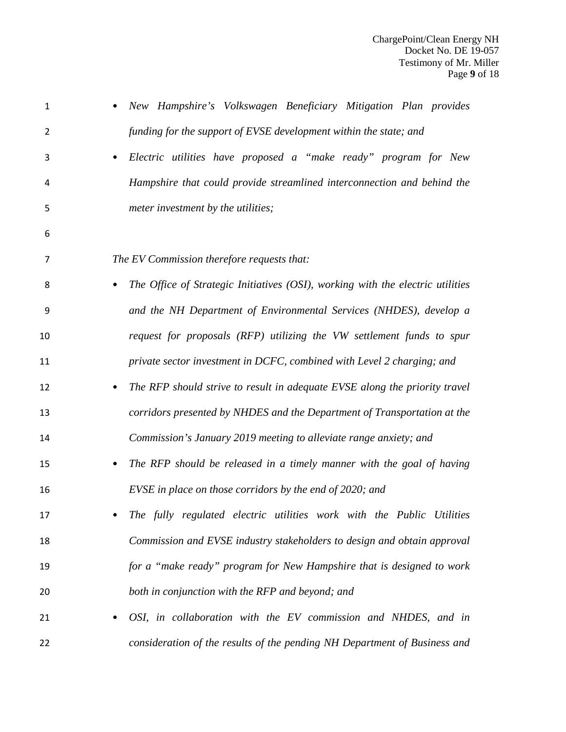- *New Hampshire's Volkswagen Beneficiary Mitigation Plan provides funding for the support of EVSE development within the state; and*
- *Electric utilities have proposed a "make ready" program for New Hampshire that could provide streamlined interconnection and behind the meter investment by the utilities;*

*The EV Commission therefore requests that:*

- *The Office of Strategic Initiatives (OSI), working with the electric utilities and the NH Department of Environmental Services (NHDES), develop a request for proposals (RFP) utilizing the VW settlement funds to spur private sector investment in DCFC, combined with Level 2 charging; and*
- *The RFP should strive to result in adequate EVSE along the priority travel corridors presented by NHDES and the Department of Transportation at the Commission's January 2019 meeting to alleviate range anxiety; and*
- *The RFP should be released in a timely manner with the goal of having EVSE in place on those corridors by the end of 2020; and*
- *The fully regulated electric utilities work with the Public Utilities Commission and EVSE industry stakeholders to design and obtain approval for a "make ready" program for New Hampshire that is designed to work both in conjunction with the RFP and beyond; and*
- *OSI, in collaboration with the EV commission and NHDES, and in consideration of the results of the pending NH Department of Business and*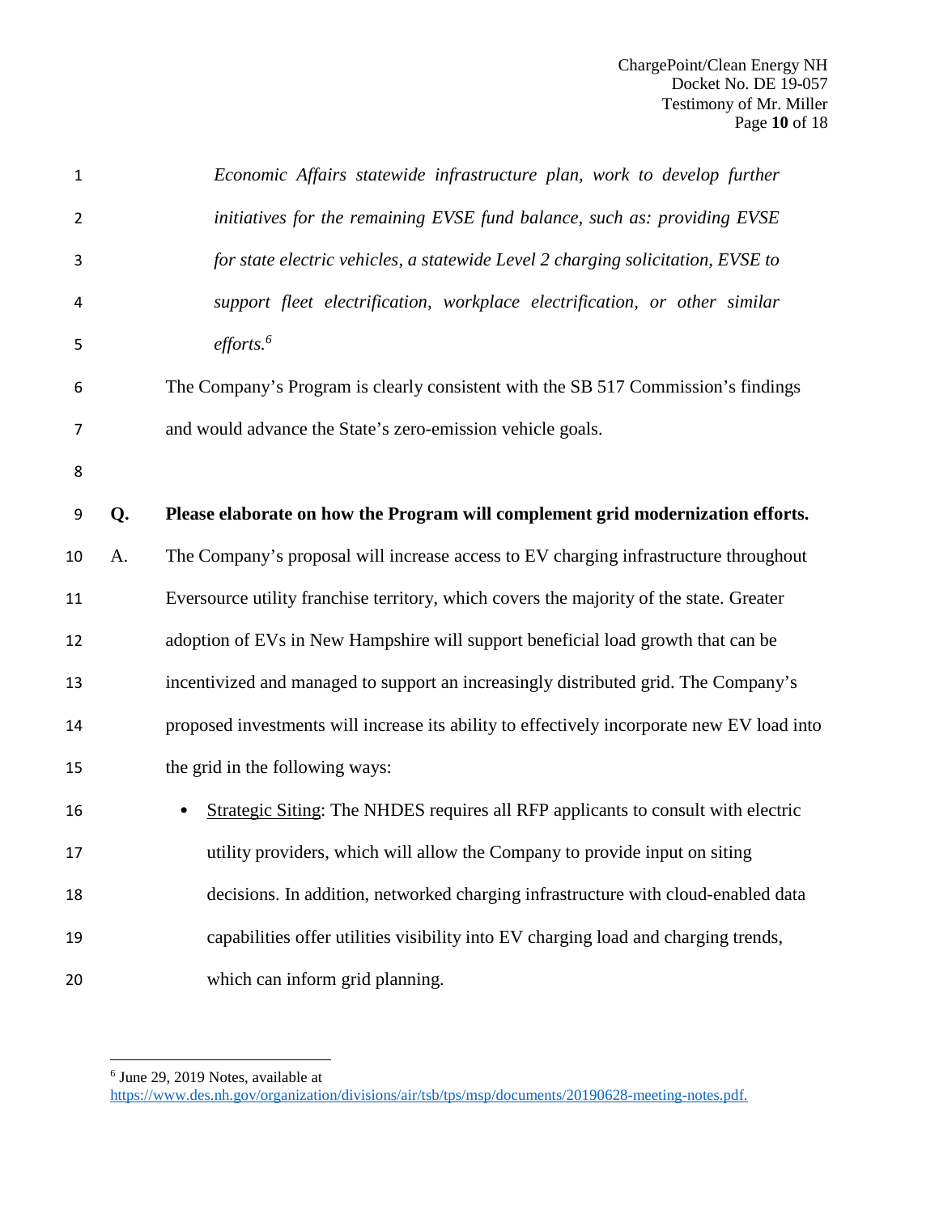*Economic Affairs statewide infrastructure plan, work to develop further initiatives for the remaining EVSE fund balance, such as: providing EVSE for state electric vehicles, a statewide Level 2 charging solicitation, EVSE to support fleet electrification, workplace electrification, or other similar efforts.*[6]

The Company's Program is clearly consistent with the SB 517 Commission's findings and would advance the State's zero-emission vehicle goals.

**Q. Please elaborate on how the Program will complement grid modernization efforts.**

A. The Company's proposal will increase access to EV charging infrastructure throughout Eversource utility franchise territory, which covers the majority of the state. Greater adoption of EVs in New Hampshire will support beneficial load growth that can be incentivized and managed to support an increasingly distributed grid. The Company's proposed investments will increase its ability to effectively incorporate new EV load into the grid in the following ways:

- Strategic Siting: The NHDES requires all RFP applicants to consult with electric utility providers, which will allow the Company to provide input on siting decisions. In addition, networked charging infrastructure with cloud-enabled data capabilities offer utilities visibility into EV charging load and charging trends, which can inform grid planning.

---

[6] June 29, 2019 Notes, available at https://www.des.nh.gov/organization/divisions/air/tsb/tps/msp/documents/20190628-meeting-notes.pdf.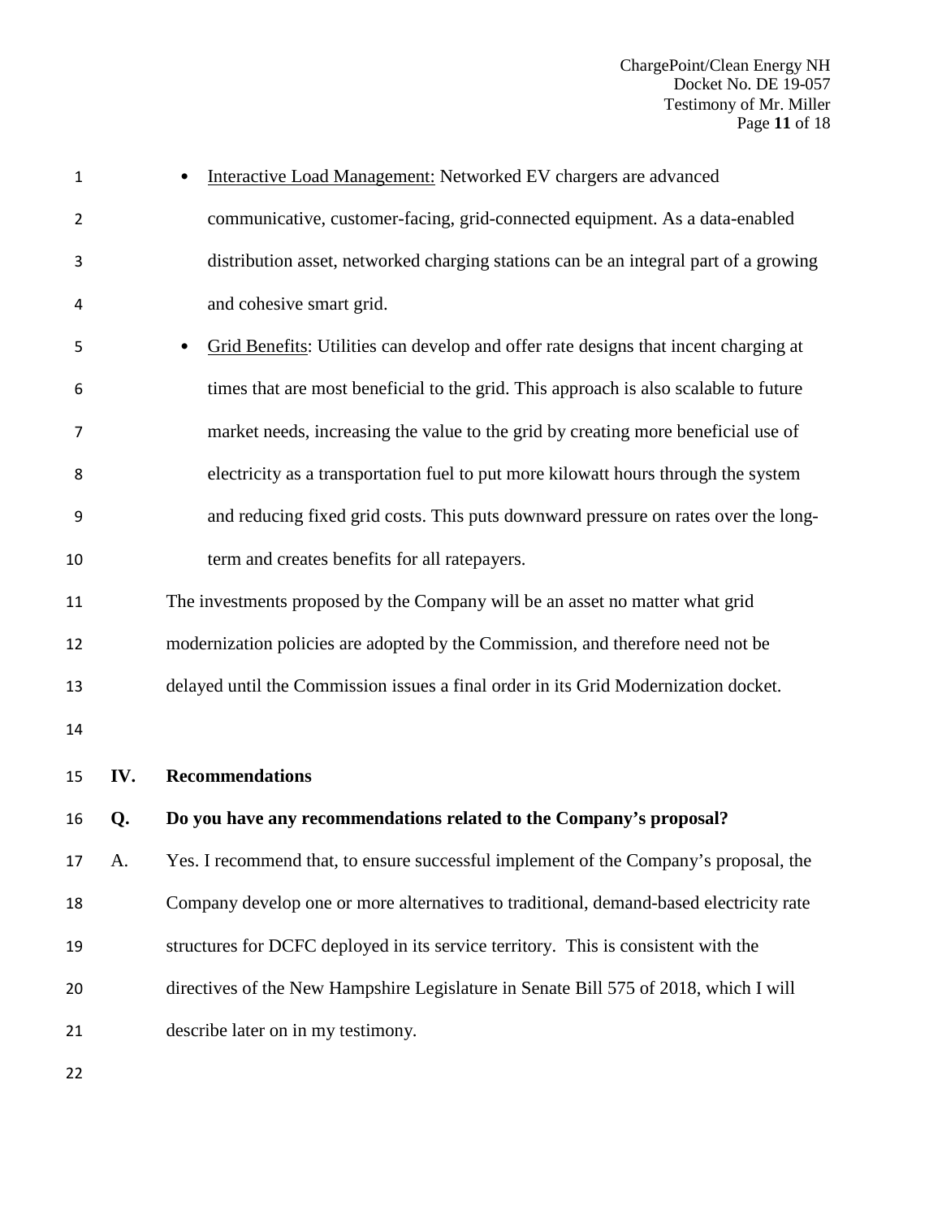- Interactive Load Management: Networked EV chargers are advanced communicative, customer-facing, grid-connected equipment. As a data-enabled distribution asset, networked charging stations can be an integral part of a growing and cohesive smart grid.
- Grid Benefits: Utilities can develop and offer rate designs that incent charging at times that are most beneficial to the grid. This approach is also scalable to future market needs, increasing the value to the grid by creating more beneficial use of electricity as a transportation fuel to put more kilowatt hours through the system and reducing fixed grid costs. This puts downward pressure on rates over the long-term and creates benefits for all ratepayers.

The investments proposed by the Company will be an asset no matter what grid modernization policies are adopted by the Commission, and therefore need not be delayed until the Commission issues a final order in its Grid Modernization docket.

## IV. Recommendations

**Q. Do you have any recommendations related to the Company's proposal?**

A. Yes. I recommend that, to ensure successful implement of the Company's proposal, the Company develop one or more alternatives to traditional, demand-based electricity rate structures for DCFC deployed in its service territory. This is consistent with the directives of the New Hampshire Legislature in Senate Bill 575 of 2018, which I will describe later on in my testimony.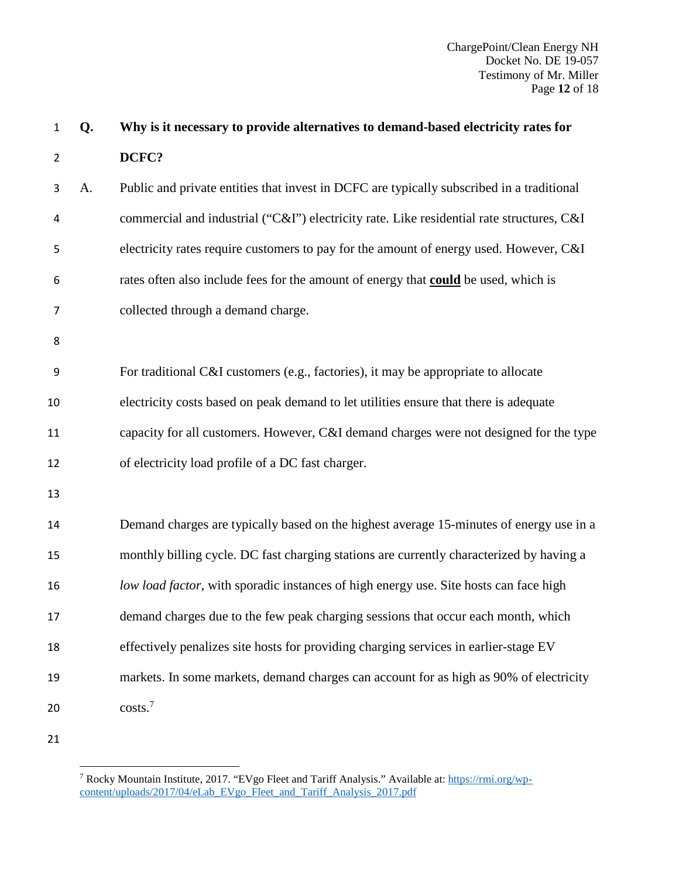**Q. Why is it necessary to provide alternatives to demand-based electricity rates for DCFC?**

A. Public and private entities that invest in DCFC are typically subscribed in a traditional commercial and industrial ("C&I") electricity rate. Like residential rate structures, C&I electricity rates require customers to pay for the amount of energy used. However, C&I rates often also include fees for the amount of energy that **could** be used, which is collected through a demand charge.

For traditional C&I customers (e.g., factories), it may be appropriate to allocate electricity costs based on peak demand to let utilities ensure that there is adequate capacity for all customers. However, C&I demand charges were not designed for the type of electricity load profile of a DC fast charger.

Demand charges are typically based on the highest average 15-minutes of energy use in a monthly billing cycle. DC fast charging stations are currently characterized by having a *low load factor*, with sporadic instances of high energy use. Site hosts can face high demand charges due to the few peak charging sessions that occur each month, which effectively penalizes site hosts for providing charging services in earlier-stage EV markets. In some markets, demand charges can account for as high as 90% of electricity costs.[7]

---

[7] Rocky Mountain Institute, 2017. "EVgo Fleet and Tariff Analysis." Available at: https://rmi.org/wp-content/uploads/2017/04/eLab_EVgo_Fleet_and_Tariff_Analysis_2017.pdf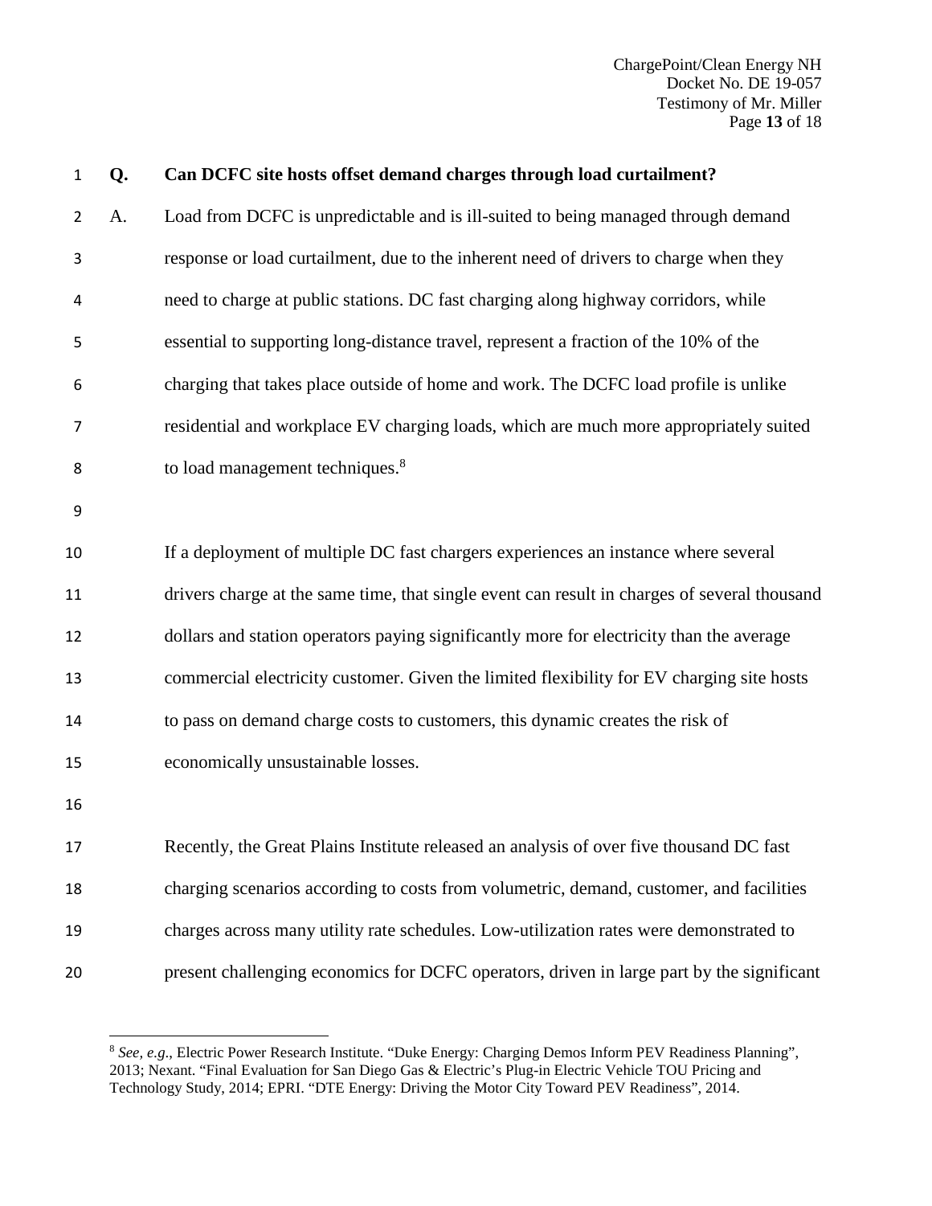**Q. Can DCFC site hosts offset demand charges through load curtailment?**

A. Load from DCFC is unpredictable and is ill-suited to being managed through demand response or load curtailment, due to the inherent need of drivers to charge when they need to charge at public stations. DC fast charging along highway corridors, while essential to supporting long-distance travel, represent a fraction of the 10% of the charging that takes place outside of home and work. The DCFC load profile is unlike residential and workplace EV charging loads, which are much more appropriately suited to load management techniques.[8]

If a deployment of multiple DC fast chargers experiences an instance where several drivers charge at the same time, that single event can result in charges of several thousand dollars and station operators paying significantly more for electricity than the average commercial electricity customer. Given the limited flexibility for EV charging site hosts to pass on demand charge costs to customers, this dynamic creates the risk of economically unsustainable losses.

Recently, the Great Plains Institute released an analysis of over five thousand DC fast charging scenarios according to costs from volumetric, demand, customer, and facilities charges across many utility rate schedules. Low-utilization rates were demonstrated to present challenging economics for DCFC operators, driven in large part by the significant

---

[8] *See, e.g.*, Electric Power Research Institute. "Duke Energy: Charging Demos Inform PEV Readiness Planning", 2013; Nexant. "Final Evaluation for San Diego Gas & Electric's Plug-in Electric Vehicle TOU Pricing and Technology Study, 2014; EPRI. "DTE Energy: Driving the Motor City Toward PEV Readiness", 2014.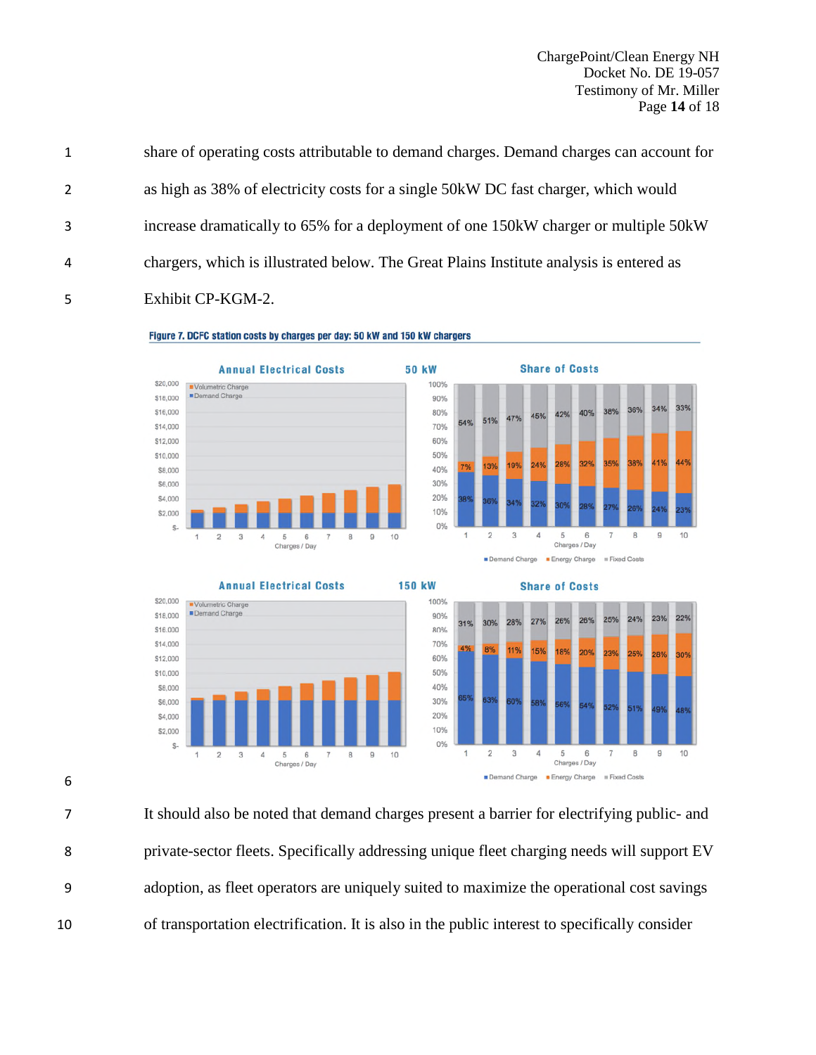share of operating costs attributable to demand charges. Demand charges can account for as high as 38% of electricity costs for a single 50kW DC fast charger, which would increase dramatically to 65% for a deployment of one 150kW charger or multiple 50kW chargers, which is illustrated below. The Great Plains Institute analysis is entered as Exhibit CP-KGM-2.

**Figure 7. DCFC station costs by charges per day: 50 kW and 150 kW chargers**

It should also be noted that demand charges present a barrier for electrifying public- and private-sector fleets. Specifically addressing unique fleet charging needs will support EV adoption, as fleet operators are uniquely suited to maximize the operational cost savings of transportation electrification. It is also in the public interest to specifically consider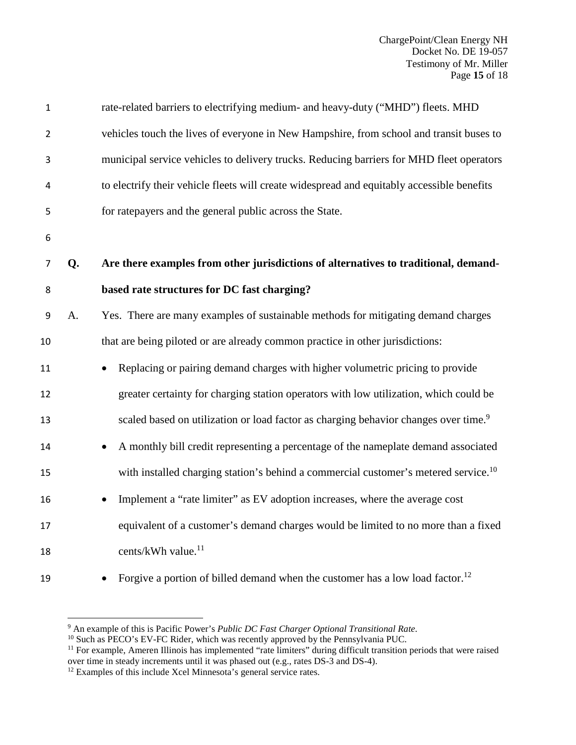rate-related barriers to electrifying medium- and heavy-duty ("MHD") fleets. MHD vehicles touch the lives of everyone in New Hampshire, from school and transit buses to municipal service vehicles to delivery trucks. Reducing barriers for MHD fleet operators to electrify their vehicle fleets will create widespread and equitably accessible benefits for ratepayers and the general public across the State.

**Q. Are there examples from other jurisdictions of alternatives to traditional, demand-based rate structures for DC fast charging?**

A. Yes. There are many examples of sustainable methods for mitigating demand charges that are being piloted or are already common practice in other jurisdictions:

- Replacing or pairing demand charges with higher volumetric pricing to provide greater certainty for charging station operators with low utilization, which could be scaled based on utilization or load factor as charging behavior changes over time.[9]
- A monthly bill credit representing a percentage of the nameplate demand associated with installed charging station's behind a commercial customer's metered service.[10]
- Implement a "rate limiter" as EV adoption increases, where the average cost equivalent of a customer's demand charges would be limited to no more than a fixed cents/kWh value.[11]
- Forgive a portion of billed demand when the customer has a low load factor.[12]

---

[9] An example of this is Pacific Power's *Public DC Fast Charger Optional Transitional Rate*.

[10] Such as PECO's EV-FC Rider, which was recently approved by the Pennsylvania PUC.

[11] For example, Ameren Illinois has implemented "rate limiters" during difficult transition periods that were raised over time in steady increments until it was phased out (e.g., rates DS-3 and DS-4).

[12] Examples of this include Xcel Minnesota's general service rates.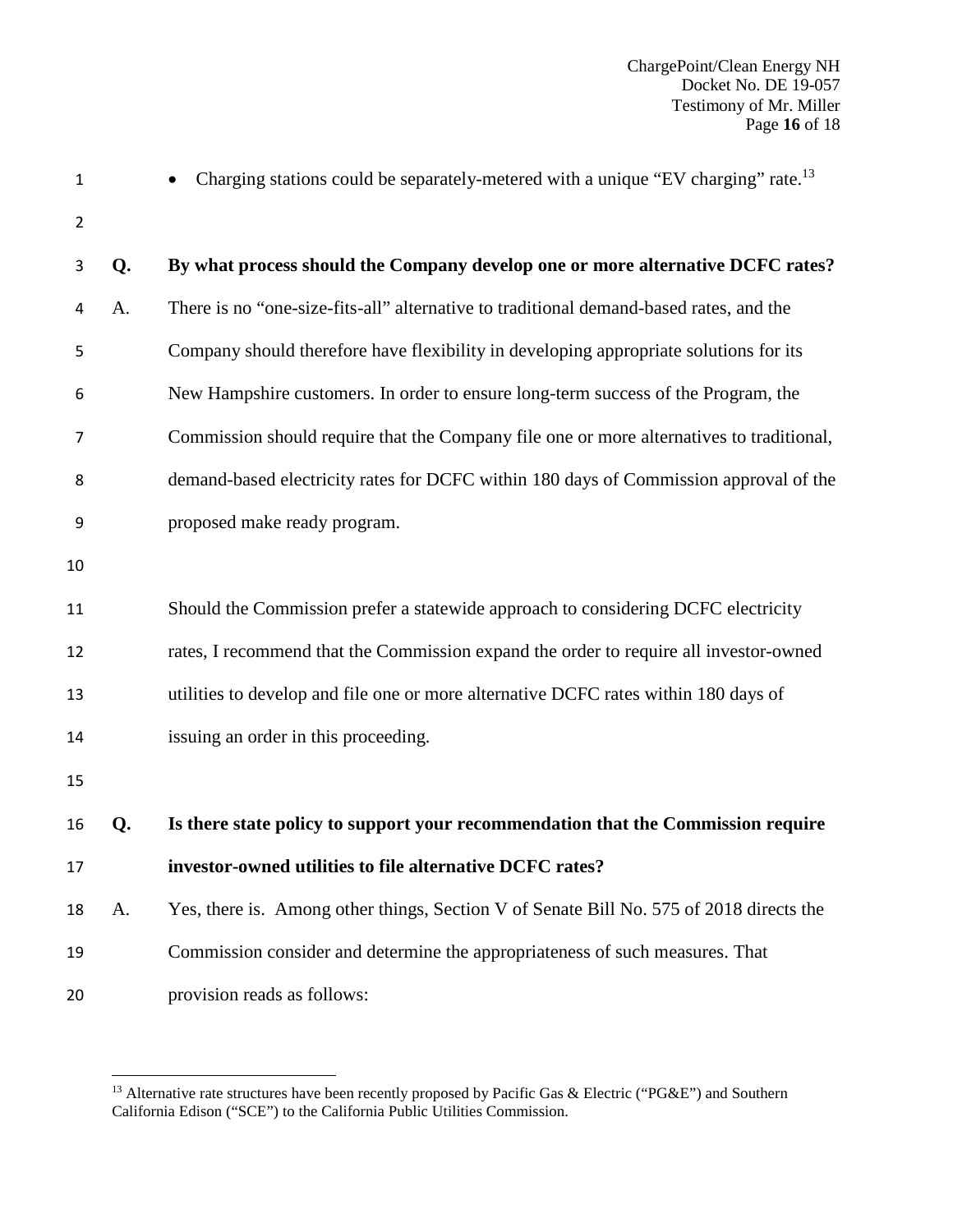- Charging stations could be separately-metered with a unique "EV charging" rate.[13]

**Q. By what process should the Company develop one or more alternative DCFC rates?**

A. There is no "one-size-fits-all" alternative to traditional demand-based rates, and the Company should therefore have flexibility in developing appropriate solutions for its New Hampshire customers. In order to ensure long-term success of the Program, the Commission should require that the Company file one or more alternatives to traditional, demand-based electricity rates for DCFC within 180 days of Commission approval of the proposed make ready program.

Should the Commission prefer a statewide approach to considering DCFC electricity rates, I recommend that the Commission expand the order to require all investor-owned utilities to develop and file one or more alternative DCFC rates within 180 days of issuing an order in this proceeding.

**Q. Is there state policy to support your recommendation that the Commission require investor-owned utilities to file alternative DCFC rates?**

A. Yes, there is. Among other things, Section V of Senate Bill No. 575 of 2018 directs the Commission consider and determine the appropriateness of such measures. That provision reads as follows:

[13] Alternative rate structures have been recently proposed by Pacific Gas & Electric ("PG&E") and Southern California Edison ("SCE") to the California Public Utilities Commission.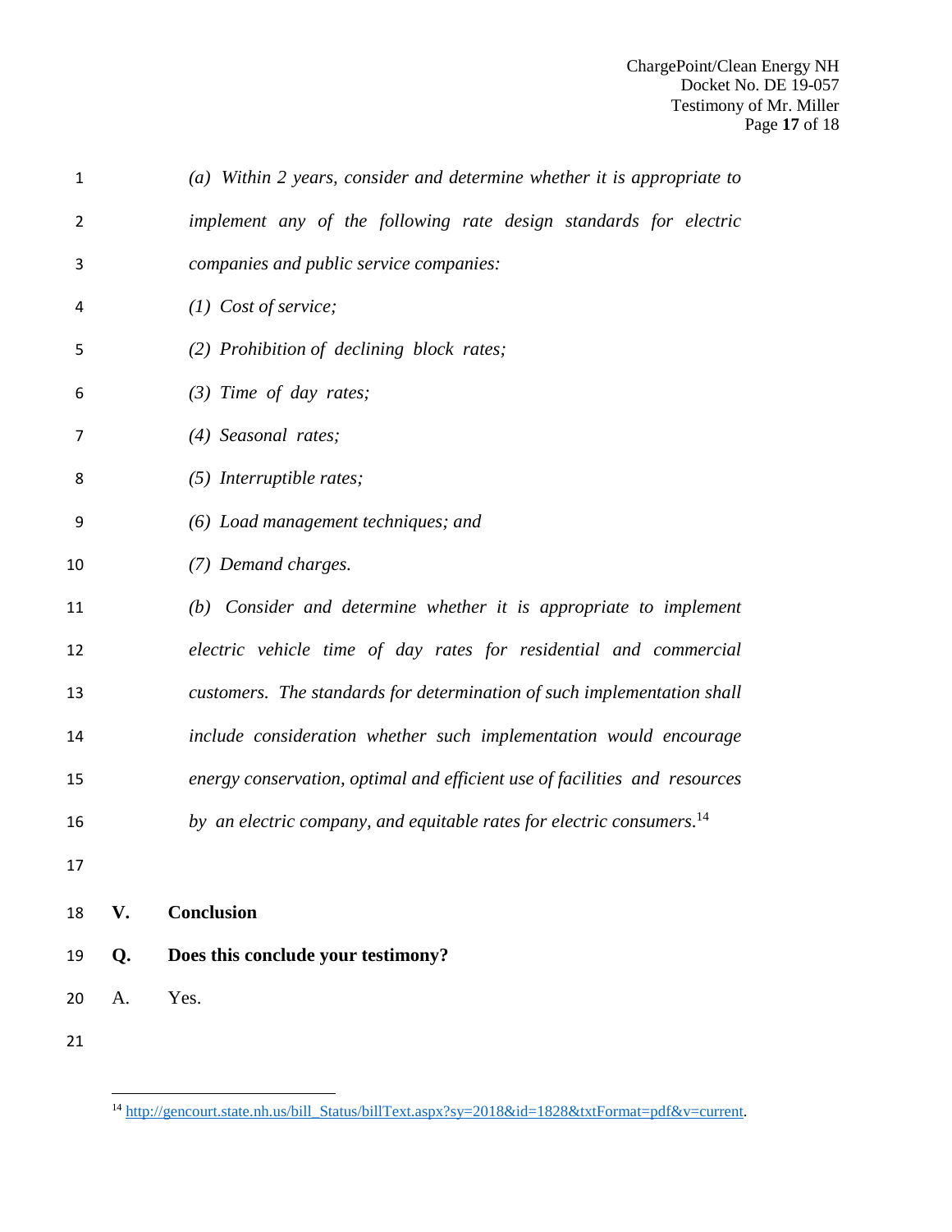*(a) Within 2 years, consider and determine whether it is appropriate to implement any of the following rate design standards for electric companies and public service companies:*

*(1) Cost of service;*

*(2) Prohibition of declining block rates;*

*(3) Time of day rates;*

*(4) Seasonal rates;*

*(5) Interruptible rates;*

*(6) Load management techniques; and*

*(7) Demand charges.*

*(b) Consider and determine whether it is appropriate to implement electric vehicle time of day rates for residential and commercial customers. The standards for determination of such implementation shall include consideration whether such implementation would encourage energy conservation, optimal and efficient use of facilities and resources by an electric company, and equitable rates for electric consumers.*[14]

## V. Conclusion

**Q. Does this conclude your testimony?**

A. Yes.

---

[14] http://gencourt.state.nh.us/bill_Status/billText.aspx?sy=2018&id=1828&txtFormat=pdf&v=current.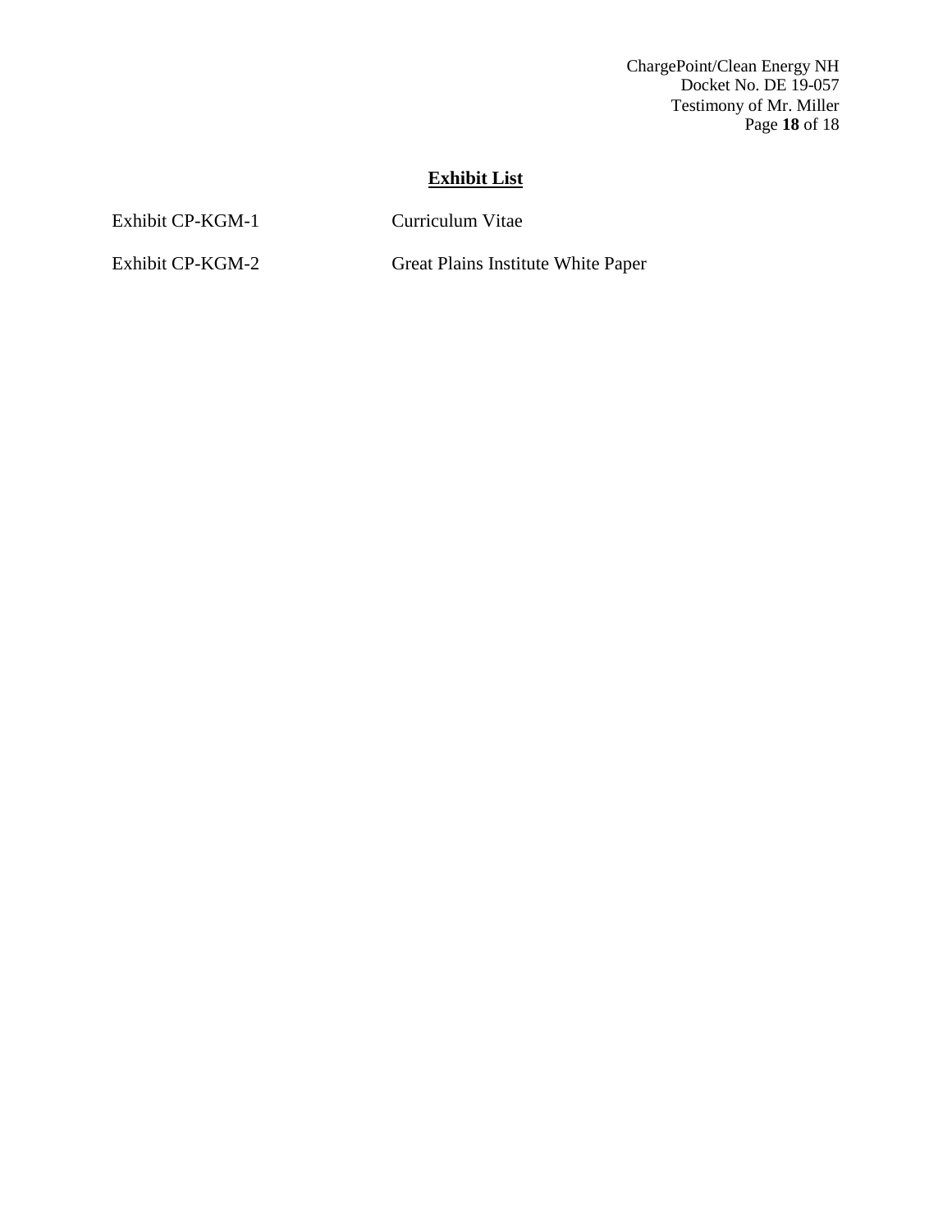## Exhibit List

| | |
|---|---|
| Exhibit CP-KGM-1 | Curriculum Vitae |
| Exhibit CP-KGM-2 | Great Plains Institute White Paper |